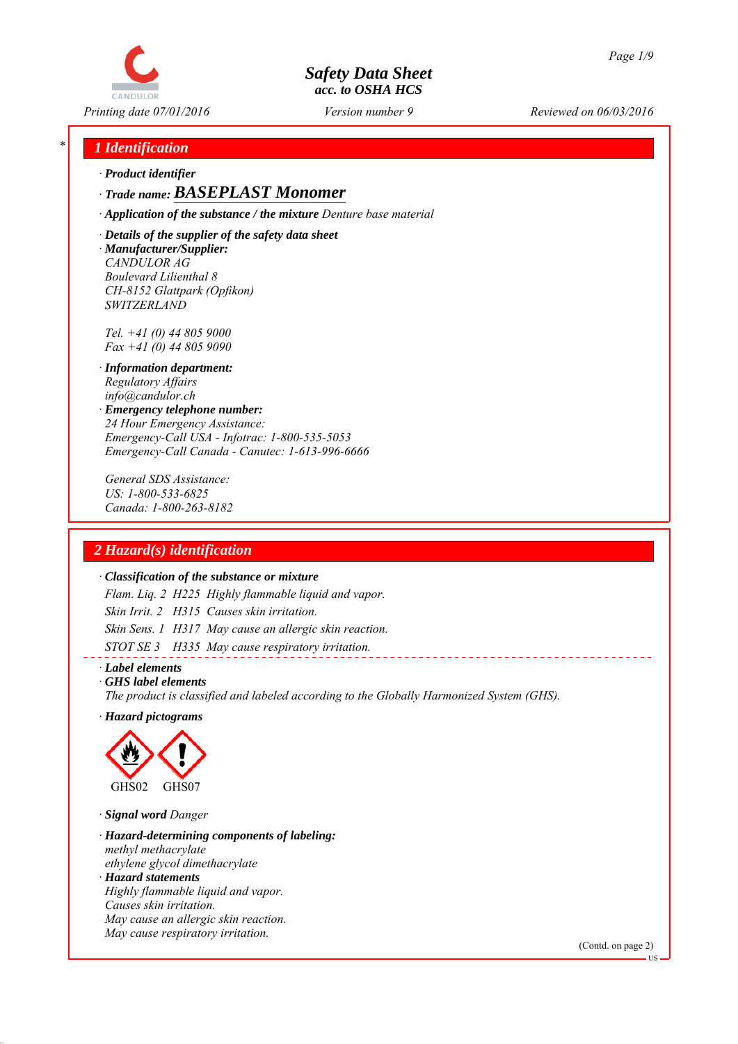# Safety Data Sheet
*acc. to OSHA HCS*

Printing date 07/01/2016 | Version number 9 | Reviewed on 06/03/2016

## 1 Identification

· **Product identifier**

· **Trade name: BASEPLAST Monomer**

· **Application of the substance / the mixture** Denture base material

· **Details of the supplier of the safety data sheet**

· **Manufacturer/Supplier:**
CANDULOR AG
Boulevard Lilienthal 8
CH-8152 Glattpark (Opfikon)
SWITZERLAND

Tel. +41 (0) 44 805 9000
Fax +41 (0) 44 805 9090

· **Information department:**
Regulatory Affairs
info@candulor.ch

· **Emergency telephone number:**
24 Hour Emergency Assistance:
Emergency-Call USA - Infotrac: 1-800-535-5053
Emergency-Call Canada - Canutec: 1-613-996-6666

General SDS Assistance:
US: 1-800-533-6825
Canada: 1-800-263-8182

## 2 Hazard(s) identification

· **Classification of the substance or mixture**

Flam. Liq. 2 H225 Highly flammable liquid and vapor.

Skin Irrit. 2 H315 Causes skin irritation.

Skin Sens. 1 H317 May cause an allergic skin reaction.

STOT SE 3 H335 May cause respiratory irritation.

· **Label elements**

· **GHS label elements**
The product is classified and labeled according to the Globally Harmonized System (GHS).

· **Hazard pictograms**

GHS02 GHS07

· **Signal word** Danger

· **Hazard-determining components of labeling:**
methyl methacrylate
ethylene glycol dimethacrylate

· **Hazard statements**
Highly flammable liquid and vapor.
Causes skin irritation.
May cause an allergic skin reaction.
May cause respiratory irritation.

(Contd. on page 2)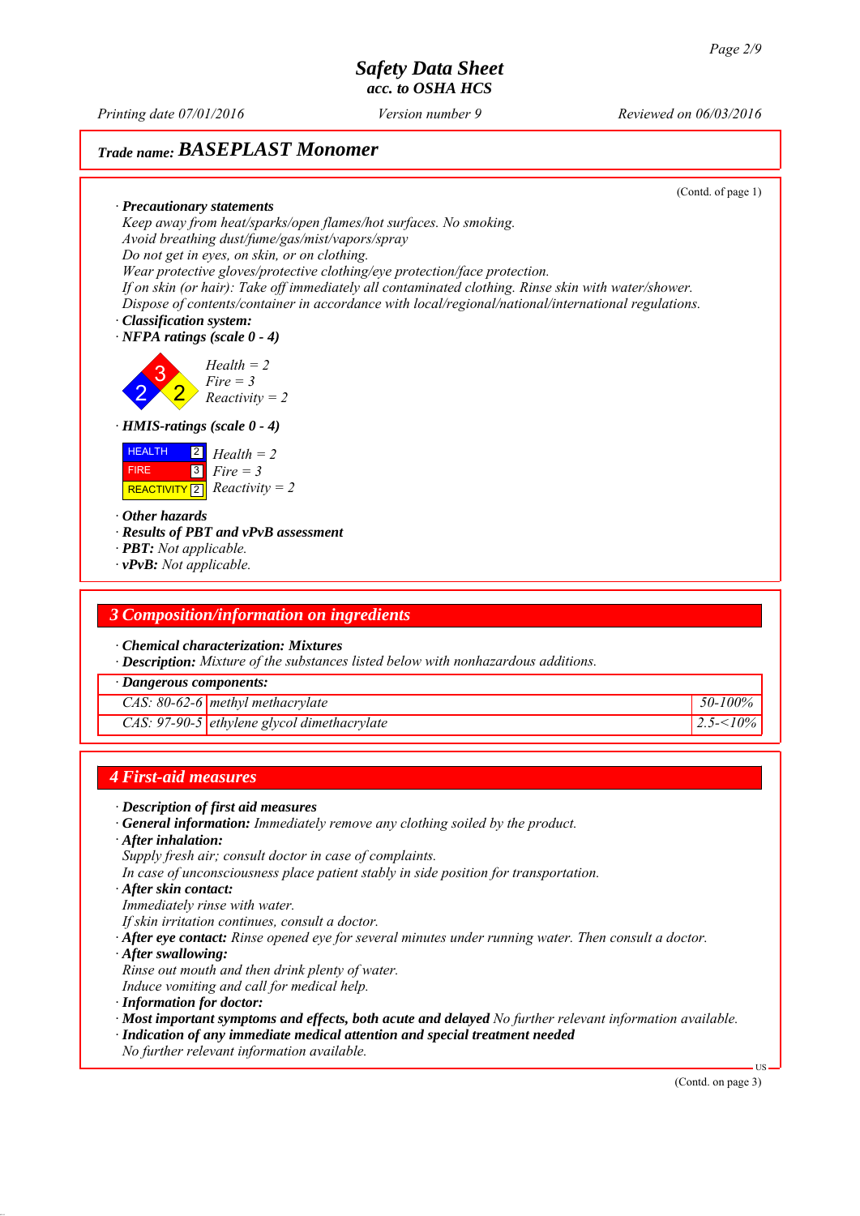**Trade name: BASEPLAST Monomer**

(Contd. of page 1)

· **Precautionary statements**

Keep away from heat/sparks/open flames/hot surfaces. No smoking.
Avoid breathing dust/fume/gas/mist/vapors/spray
Do not get in eyes, on skin, or on clothing.
Wear protective gloves/protective clothing/eye protection/face protection.
If on skin (or hair): Take off immediately all contaminated clothing. Rinse skin with water/shower.
Dispose of contents/container in accordance with local/regional/national/international regulations.

· **Classification system:**

· **NFPA ratings (scale 0 - 4)**

Health = 2
Fire = 3
Reactivity = 2

· **HMIS-ratings (scale 0 - 4)**

| | | |
|---|---|---|
| HEALTH | 2 | Health = 2 |
| FIRE | 3 | Fire = 3 |
| REACTIVITY | 2 | Reactivity = 2 |

· **Other hazards**

· **Results of PBT and vPvB assessment**

· **PBT:** Not applicable.

· **vPvB:** Not applicable.

## 3 Composition/information on ingredients

· **Chemical characterization: Mixtures**

· **Description:** Mixture of the substances listed below with nonhazardous additions.

| · Dangerous components: | | |
|---|---|---|
| CAS: 80-62-6 | methyl methacrylate | 50-100% |
| CAS: 97-90-5 | ethylene glycol dimethacrylate | 2.5-<10% |

## 4 First-aid measures

· **Description of first aid measures**

· **General information:** Immediately remove any clothing soiled by the product.

· **After inhalation:**

Supply fresh air; consult doctor in case of complaints.
In case of unconsciousness place patient stably in side position for transportation.

· **After skin contact:**

Immediately rinse with water.
If skin irritation continues, consult a doctor.

· **After eye contact:** Rinse opened eye for several minutes under running water. Then consult a doctor.

· **After swallowing:**

Rinse out mouth and then drink plenty of water.
Induce vomiting and call for medical help.

· **Information for doctor:**

· **Most important symptoms and effects, both acute and delayed** No further relevant information available.

· **Indication of any immediate medical attention and special treatment needed**

No further relevant information available.

(Contd. on page 3)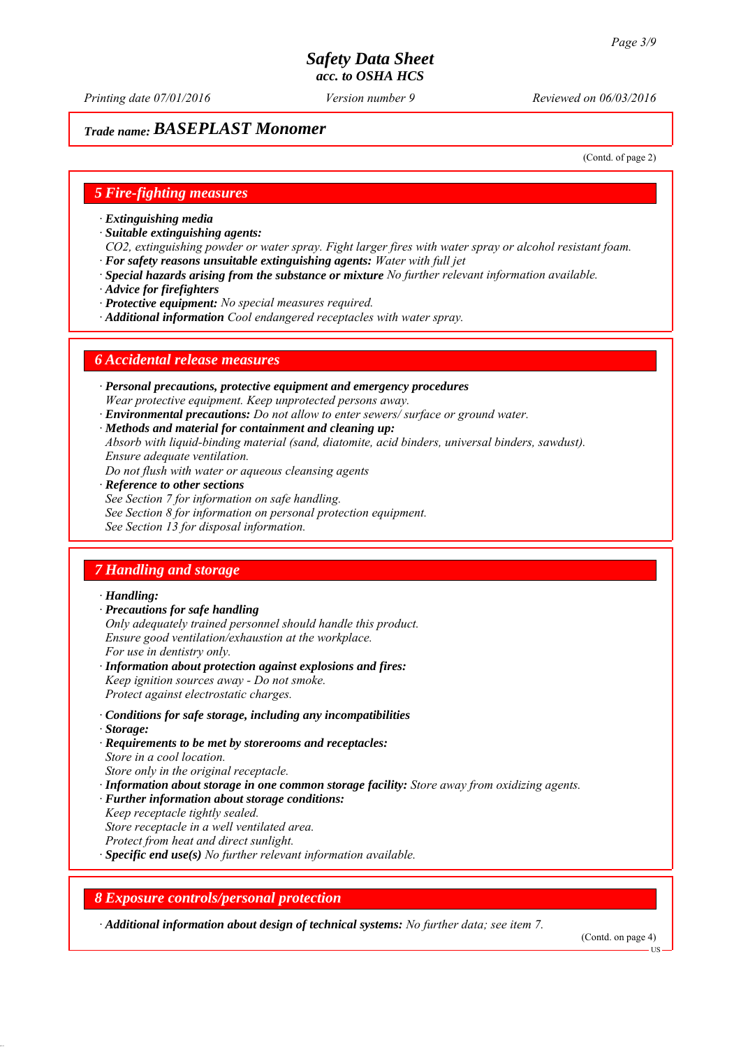## Trade name: BASEPLAST Monomer

(Contd. of page 2)

## 5 Fire-fighting measures

· **Extinguishing media**
· **Suitable extinguishing agents:**
*$CO_2$, extinguishing powder or water spray. Fight larger fires with water spray or alcohol resistant foam.*
· **For safety reasons unsuitable extinguishing agents:** *Water with full jet*
· **Special hazards arising from the substance or mixture** *No further relevant information available.*
· **Advice for firefighters**
· **Protective equipment:** *No special measures required.*
· **Additional information** *Cool endangered receptacles with water spray.*

## 6 Accidental release measures

· **Personal precautions, protective equipment and emergency procedures**
*Wear protective equipment. Keep unprotected persons away.*
· **Environmental precautions:** *Do not allow to enter sewers/ surface or ground water.*
· **Methods and material for containment and cleaning up:**
*Absorb with liquid-binding material (sand, diatomite, acid binders, universal binders, sawdust).*
*Ensure adequate ventilation.*
*Do not flush with water or aqueous cleansing agents*
· **Reference to other sections**
*See Section 7 for information on safe handling.*
*See Section 8 for information on personal protection equipment.*
*See Section 13 for disposal information.*

## 7 Handling and storage

· **Handling:**
· **Precautions for safe handling**
*Only adequately trained personnel should handle this product.*
*Ensure good ventilation/exhaustion at the workplace.*
*For use in dentistry only.*
· **Information about protection against explosions and fires:**
*Keep ignition sources away - Do not smoke.*
*Protect against electrostatic charges.*

· **Conditions for safe storage, including any incompatibilities**
· **Storage:**
· **Requirements to be met by storerooms and receptacles:**
*Store in a cool location.*
*Store only in the original receptacle.*
· **Information about storage in one common storage facility:** *Store away from oxidizing agents.*
· **Further information about storage conditions:**
*Keep receptacle tightly sealed.*
*Store receptacle in a well ventilated area.*
*Protect from heat and direct sunlight.*
· **Specific end use(s)** *No further relevant information available.*

## 8 Exposure controls/personal protection

· **Additional information about design of technical systems:** *No further data; see item 7.*

(Contd. on page 4)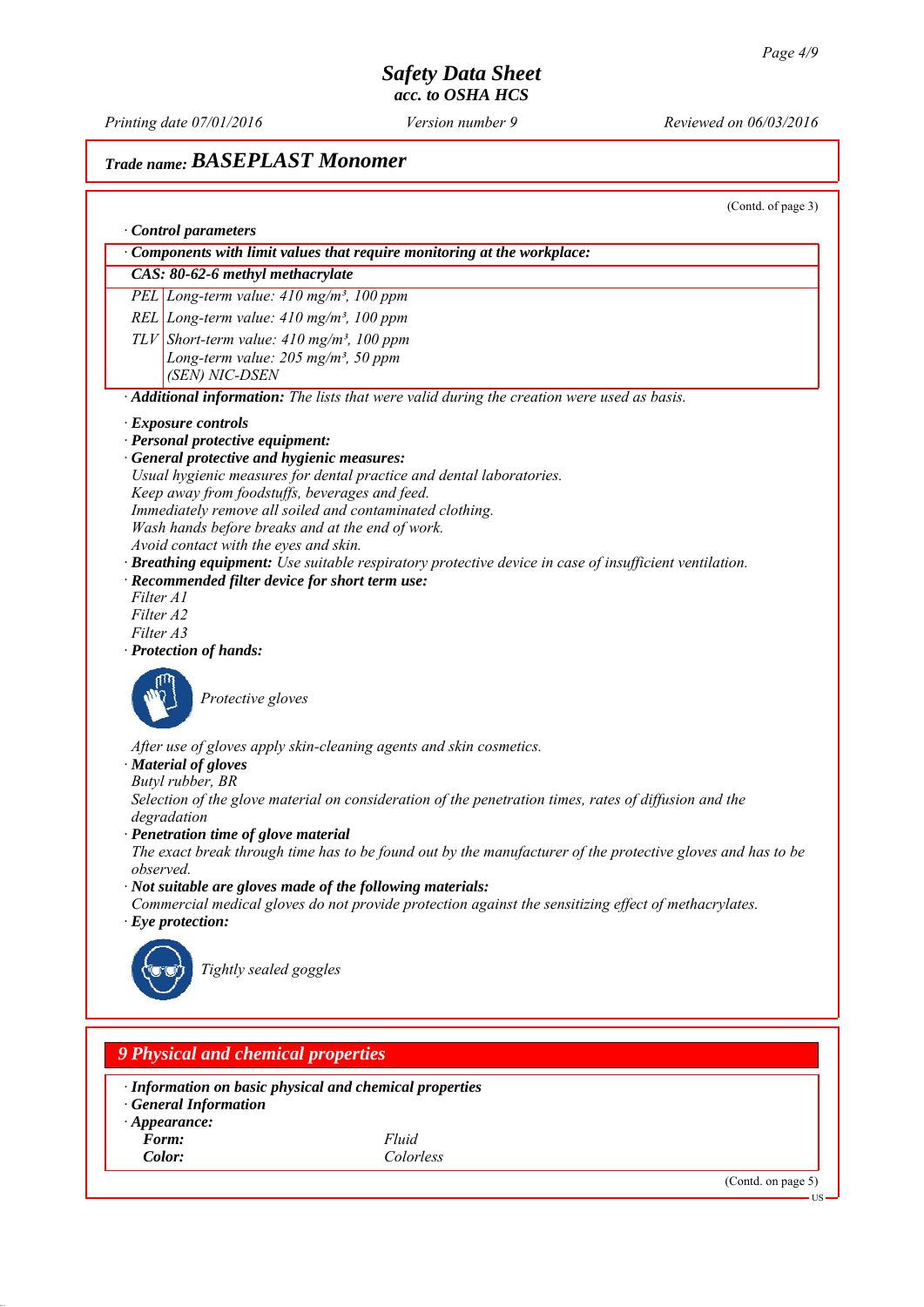# Safety Data Sheet
### acc. to OSHA HCS

*Printing date 07/01/2016* | *Version number 9* | *Reviewed on 06/03/2016*

## Trade name: BASEPLAST Monomer

(Contd. of page 3)

· **Control parameters**

| · Components with limit values that require monitoring at the workplace: | |
|---|---|
| **CAS: 80-62-6 methyl methacrylate** | |
| PEL | Long-term value: 410 mg/m³, 100 ppm |
| REL | Long-term value: 410 mg/m³, 100 ppm |
| TLV | Short-term value: 410 mg/m³, 100 ppm<br>Long-term value: 205 mg/m³, 50 ppm<br>(SEN) NIC-DSEN |

· **Additional information:** The lists that were valid during the creation were used as basis.

· **Exposure controls**
· **Personal protective equipment:**
· **General protective and hygienic measures:**
Usual hygienic measures for dental practice and dental laboratories.
Keep away from foodstuffs, beverages and feed.
Immediately remove all soiled and contaminated clothing.
Wash hands before breaks and at the end of work.
Avoid contact with the eyes and skin.
· **Breathing equipment:** Use suitable respiratory protective device in case of insufficient ventilation.
· **Recommended filter device for short term use:**
Filter A1
Filter A2
Filter A3
· **Protection of hands:**

Protective gloves

After use of gloves apply skin-cleaning agents and skin cosmetics.
· **Material of gloves**
Butyl rubber, BR
Selection of the glove material on consideration of the penetration times, rates of diffusion and the degradation
· **Penetration time of glove material**
The exact break through time has to be found out by the manufacturer of the protective gloves and has to be observed.
· **Not suitable are gloves made of the following materials:**
Commercial medical gloves do not provide protection against the sensitizing effect of methacrylates.
· **Eye protection:**

Tightly sealed goggles

## 9 Physical and chemical properties

· **Information on basic physical and chemical properties**
· **General Information**
· **Appearance:**

| | |
|---|---|
| **Form:** | Fluid |
| **Color:** | Colorless |

(Contd. on page 5)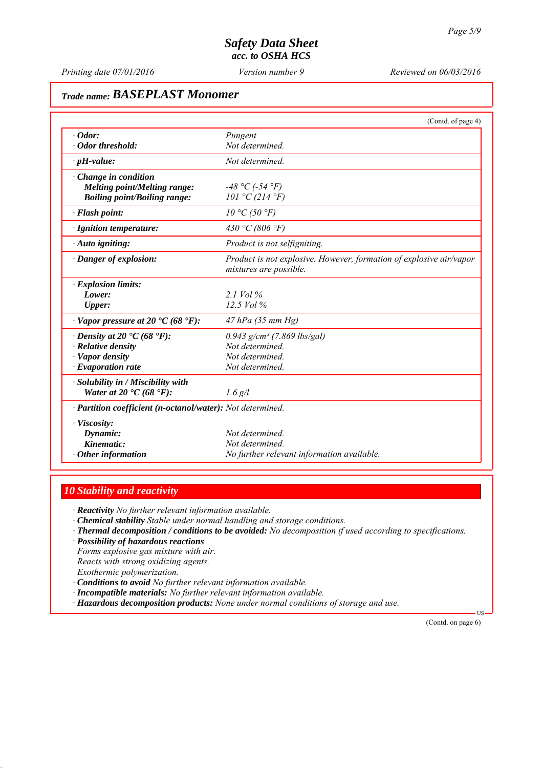# Safety Data Sheet
## acc. to OSHA HCS

Printing date 07/01/2016 | Version number 9 | Reviewed on 06/03/2016

## Trade name: BASEPLAST Monomer

(Contd. of page 4)

| | |
|---|---|
| **· Odor:** | Pungent |
| **· Odor threshold:** | Not determined. |
| **· pH-value:** | Not determined. |
| **· Change in condition** | |
| **Melting point/Melting range:** | -48 °C (-54 °F) |
| **Boiling point/Boiling range:** | 101 °C (214 °F) |
| **· Flash point:** | 10 °C (50 °F) |
| **· Ignition temperature:** | 430 °C (806 °F) |
| **· Auto igniting:** | Product is not selfigniting. |
| **· Danger of explosion:** | Product is not explosive. However, formation of explosive air/vapor mixtures are possible. |
| **· Explosion limits:** | |
| **Lower:** | 2.1 Vol % |
| **Upper:** | 12.5 Vol % |
| **· Vapor pressure at 20 °C (68 °F):** | 47 hPa (35 mm Hg) |
| **· Density at 20 °C (68 °F):** | 0.943 g/cm³ (7.869 lbs/gal) |
| **· Relative density** | Not determined. |
| **· Vapor density** | Not determined. |
| **· Evaporation rate** | Not determined. |
| **· Solubility in / Miscibility with** | |
| **Water at 20 °C (68 °F):** | 1.6 g/l |
| **· Partition coefficient (n-octanol/water):** | Not determined. |
| **· Viscosity:** | |
| **Dynamic:** | Not determined. |
| **Kinematic:** | Not determined. |
| **· Other information** | No further relevant information available. |

## 10 Stability and reactivity

- **Reactivity** No further relevant information available.
- **Chemical stability** Stable under normal handling and storage conditions.
- **Thermal decomposition / conditions to be avoided:** No decomposition if used according to specifications.
- **Possibility of hazardous reactions**
  Forms explosive gas mixture with air.
  Reacts with strong oxidizing agents.
  Exothermic polymerization.
- **Conditions to avoid** No further relevant information available.
- **Incompatible materials:** No further relevant information available.
- **Hazardous decomposition products:** None under normal conditions of storage and use.

(Contd. on page 6)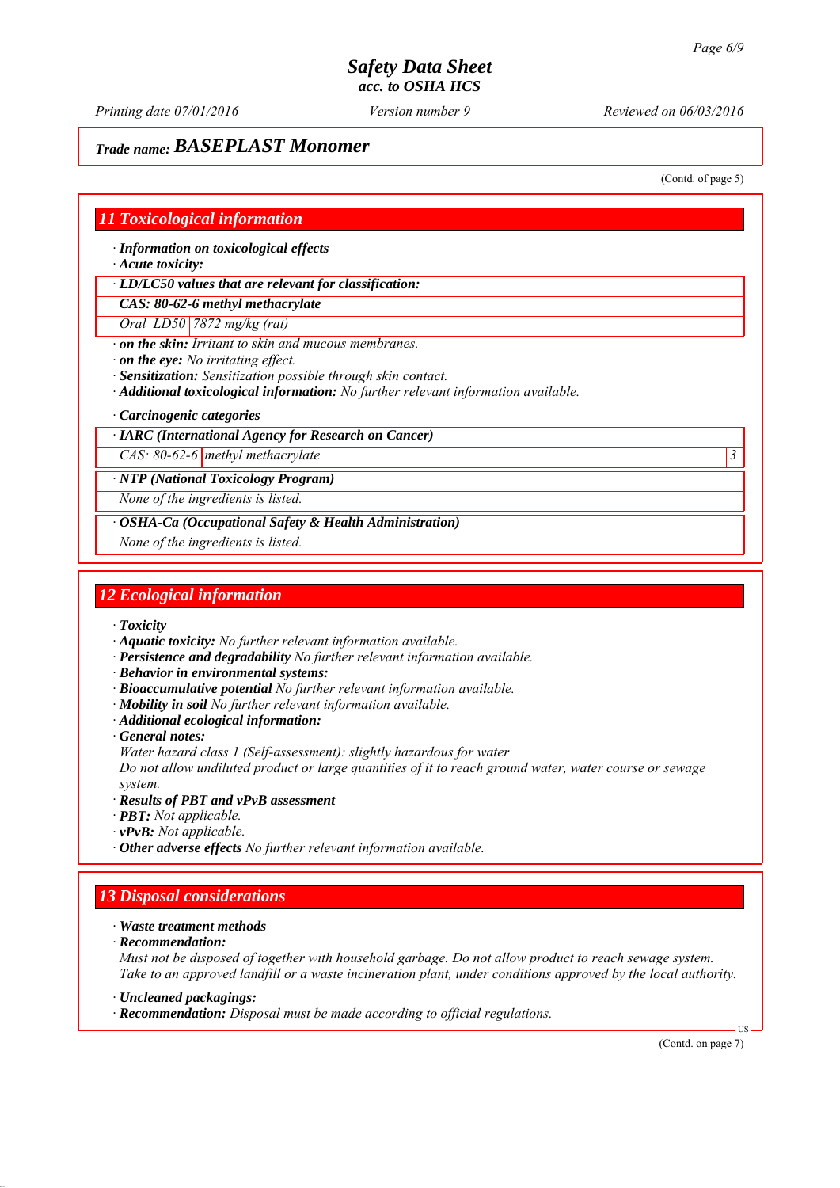# Safety Data Sheet
acc. to OSHA HCS

Printing date 07/01/2016 | Version number 9 | Reviewed on 06/03/2016

## Trade name: BASEPLAST Monomer

(Contd. of page 5)

## 11 Toxicological information

· **Information on toxicological effects**
· **Acute toxicity:**

| · LD/LC50 values that are relevant for classification: | | |
|---|---|---|
| **CAS: 80-62-6 methyl methacrylate** | | |
| Oral | LD50 | 7872 mg/kg (rat) |

· **on the skin:** Irritant to skin and mucous membranes.
· **on the eye:** No irritating effect.
· **Sensitization:** Sensitization possible through skin contact.
· **Additional toxicological information:** No further relevant information available.

· **Carcinogenic categories**

| · IARC (International Agency for Research on Cancer) | | |
|---|---|---|
| CAS: 80-62-6 | methyl methacrylate | 3 |

| · NTP (National Toxicology Program) |
|---|
| None of the ingredients is listed. |

| · OSHA-Ca (Occupational Safety & Health Administration) |
|---|
| None of the ingredients is listed. |

## 12 Ecological information

· **Toxicity**
· **Aquatic toxicity:** No further relevant information available.
· **Persistence and degradability** No further relevant information available.
· **Behavior in environmental systems:**
· **Bioaccumulative potential** No further relevant information available.
· **Mobility in soil** No further relevant information available.
· **Additional ecological information:**
· **General notes:**
Water hazard class 1 (Self-assessment): slightly hazardous for water
Do not allow undiluted product or large quantities of it to reach ground water, water course or sewage system.
· **Results of PBT and vPvB assessment**
· **PBT:** Not applicable.
· **vPvB:** Not applicable.
· **Other adverse effects** No further relevant information available.

## 13 Disposal considerations

· **Waste treatment methods**
· **Recommendation:**
Must not be disposed of together with household garbage. Do not allow product to reach sewage system.
Take to an approved landfill or a waste incineration plant, under conditions approved by the local authority.

· **Uncleaned packagings:**
· **Recommendation:** Disposal must be made according to official regulations.

(Contd. on page 7)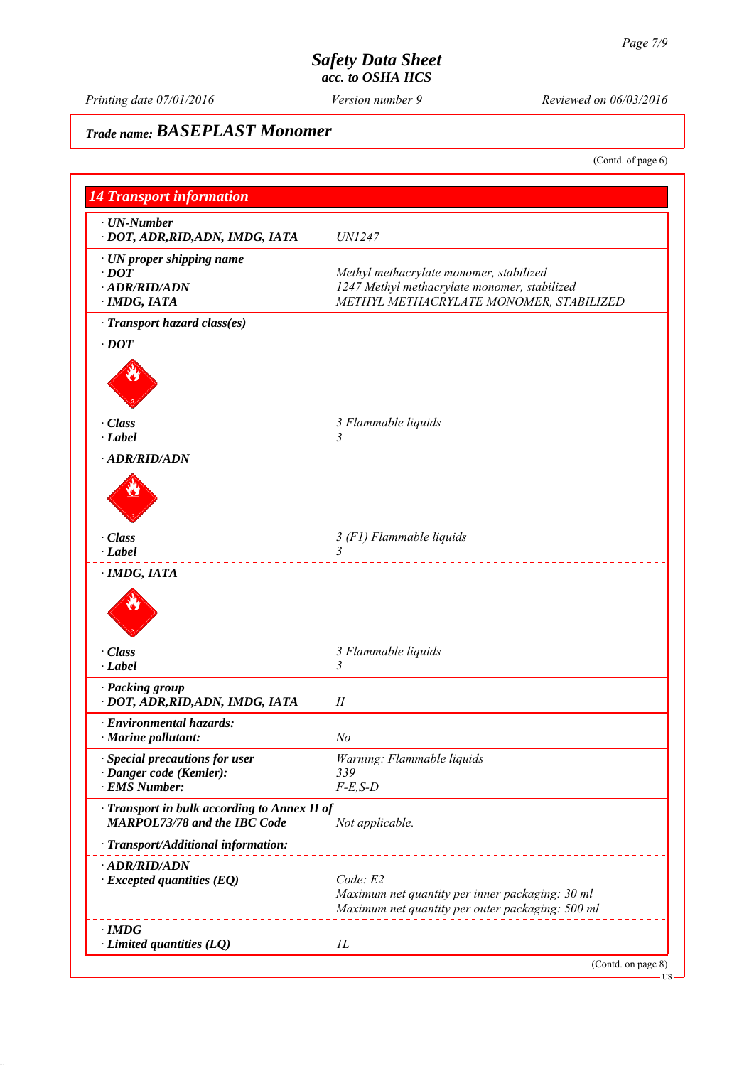# Safety Data Sheet
## acc. to OSHA HCS

Printing date 07/01/2016 | Version number 9 | Reviewed on 06/03/2016

**Trade name: BASEPLAST Monomer**

(Contd. of page 6)

## 14 Transport information

| | |
|---|---|
| **· UN-Number** | |
| **· DOT, ADR,RID,ADN, IMDG, IATA** | UN1247 |
| **· UN proper shipping name** | |
| **· DOT** | Methyl methacrylate monomer, stabilized |
| **· ADR/RID/ADN** | 1247 Methyl methacrylate monomer, stabilized |
| **· IMDG, IATA** | METHYL METHACRYLATE MONOMER, STABILIZED |
| **· Transport hazard class(es)** | |
| **· DOT** | |
| **· Class** | 3 Flammable liquids |
| **· Label** | 3 |
| **· ADR/RID/ADN** | |
| **· Class** | 3 (F1) Flammable liquids |
| **· Label** | 3 |
| **· IMDG, IATA** | |
| **· Class** | 3 Flammable liquids |
| **· Label** | 3 |
| **· Packing group** | |
| **· DOT, ADR,RID,ADN, IMDG, IATA** | II |
| **· Environmental hazards:** | |
| **· Marine pollutant:** | No |
| **· Special precautions for user** | Warning: Flammable liquids |
| **· Danger code (Kemler):** | 339 |
| **· EMS Number:** | F-E,S-D |
| **· Transport in bulk according to Annex II of MARPOL73/78 and the IBC Code** | Not applicable. |
| **· Transport/Additional information:** | |
| **· ADR/RID/ADN** | |
| **· Excepted quantities (EQ)** | Code: E2<br>Maximum net quantity per inner packaging: 30 ml<br>Maximum net quantity per outer packaging: 500 ml |
| **· IMDG** | |
| **· Limited quantities (LQ)** | 1L |

(Contd. on page 8)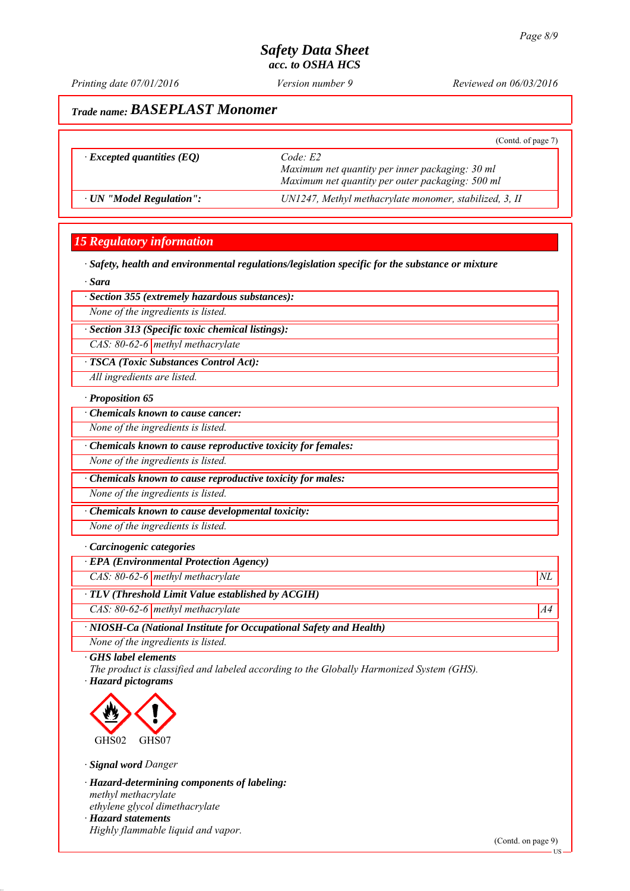## Trade name: BASEPLAST Monomer

(Contd. of page 7)

| | |
|---|---|
| · Excepted quantities (EQ) | Code: E2<br>Maximum net quantity per inner packaging: 30 ml<br>Maximum net quantity per outer packaging: 500 ml |
| · UN "Model Regulation": | UN1247, Methyl methacrylate monomer, stabilized, 3, II |

## 15 Regulatory information

· **Safety, health and environmental regulations/legislation specific for the substance or mixture**

· **Sara**

· **Section 355 (extremely hazardous substances):**

None of the ingredients is listed.

· **Section 313 (Specific toxic chemical listings):**

CAS: 80-62-6 | methyl methacrylate

· **TSCA (Toxic Substances Control Act):**

All ingredients are listed.

· **Proposition 65**

· **Chemicals known to cause cancer:**

None of the ingredients is listed.

· **Chemicals known to cause reproductive toxicity for females:**

None of the ingredients is listed.

· **Chemicals known to cause reproductive toxicity for males:**

None of the ingredients is listed.

· **Chemicals known to cause developmental toxicity:**

None of the ingredients is listed.

· **Carcinogenic categories**

· **EPA (Environmental Protection Agency)**

| | | |
|---|---|---|
| CAS: 80-62-6 | methyl methacrylate | NL |

· **TLV (Threshold Limit Value established by ACGIH)**

| | | |
|---|---|---|
| CAS: 80-62-6 | methyl methacrylate | A4 |

· **NIOSH-Ca (National Institute for Occupational Safety and Health)**

None of the ingredients is listed.

· **GHS label elements**

The product is classified and labeled according to the Globally Harmonized System (GHS).

· **Hazard pictograms**

GHS02 GHS07

· **Signal word** Danger

· **Hazard-determining components of labeling:**

methyl methacrylate
ethylene glycol dimethacrylate

· **Hazard statements**

Highly flammable liquid and vapor.

(Contd. on page 9)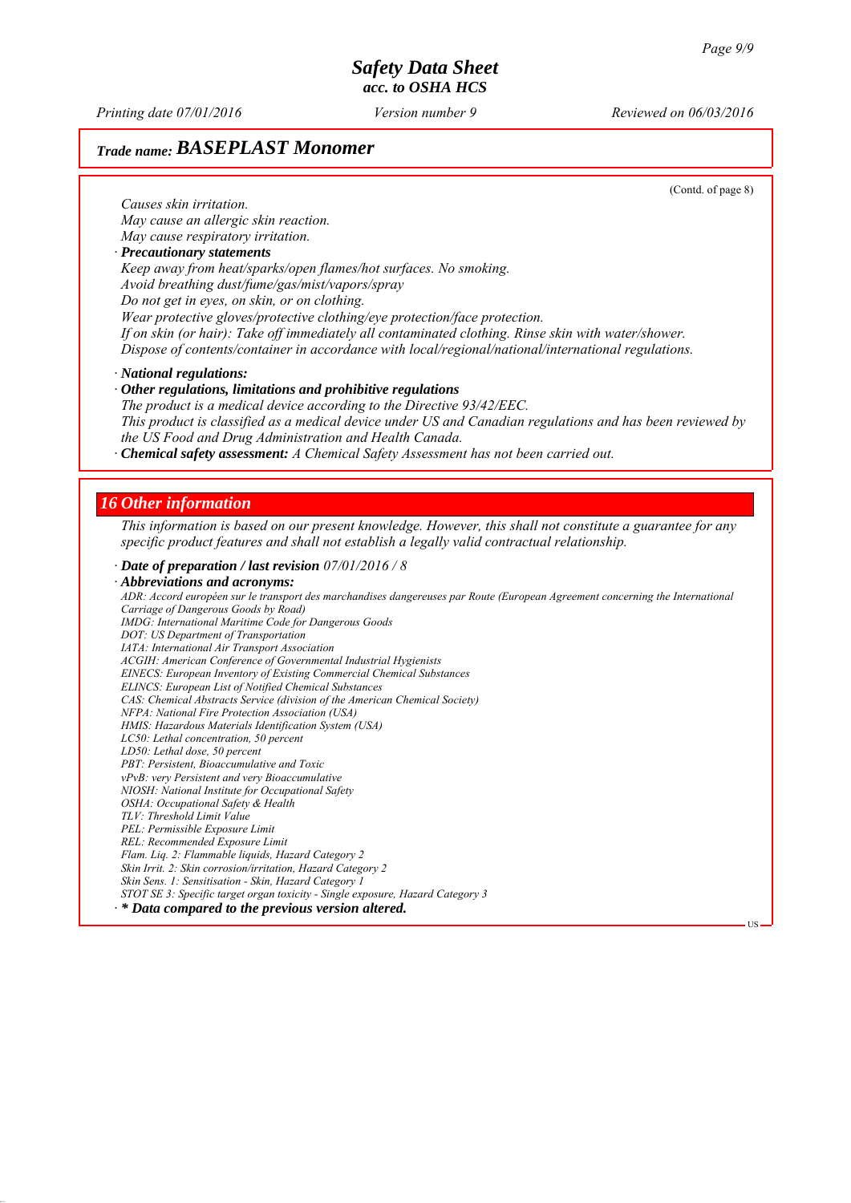## Trade name: BASEPLAST Monomer

(Contd. of page 8)

*Causes skin irritation.*
*May cause an allergic skin reaction.*
*May cause respiratory irritation.*

· ***Precautionary statements***
*Keep away from heat/sparks/open flames/hot surfaces. No smoking.*
*Avoid breathing dust/fume/gas/mist/vapors/spray*
*Do not get in eyes, on skin, or on clothing.*
*Wear protective gloves/protective clothing/eye protection/face protection.*
*If on skin (or hair): Take off immediately all contaminated clothing. Rinse skin with water/shower.*
*Dispose of contents/container in accordance with local/regional/national/international regulations.*

· ***National regulations:***
· ***Other regulations, limitations and prohibitive regulations***
*The product is a medical device according to the Directive 93/42/EEC.*
*This product is classified as a medical device under US and Canadian regulations and has been reviewed by the US Food and Drug Administration and Health Canada.*
· ***Chemical safety assessment:*** *A Chemical Safety Assessment has not been carried out.*

## 16 Other information

*This information is based on our present knowledge. However, this shall not constitute a guarantee for any specific product features and shall not establish a legally valid contractual relationship.*

· ***Date of preparation / last revision*** *07/01/2016 / 8*
· ***Abbreviations and acronyms:***
*ADR: Accord européen sur le transport des marchandises dangereuses par Route (European Agreement concerning the International Carriage of Dangerous Goods by Road)*
*IMDG: International Maritime Code for Dangerous Goods*
*DOT: US Department of Transportation*
*IATA: International Air Transport Association*
*ACGIH: American Conference of Governmental Industrial Hygienists*
*EINECS: European Inventory of Existing Commercial Chemical Substances*
*ELINCS: European List of Notified Chemical Substances*
*CAS: Chemical Abstracts Service (division of the American Chemical Society)*
*NFPA: National Fire Protection Association (USA)*
*HMIS: Hazardous Materials Identification System (USA)*
*LC50: Lethal concentration, 50 percent*
*LD50: Lethal dose, 50 percent*
*PBT: Persistent, Bioaccumulative and Toxic*
*vPvB: very Persistent and very Bioaccumulative*
*NIOSH: National Institute for Occupational Safety*
*OSHA: Occupational Safety & Health*
*TLV: Threshold Limit Value*
*PEL: Permissible Exposure Limit*
*REL: Recommended Exposure Limit*
*Flam. Liq. 2: Flammable liquids, Hazard Category 2*
*Skin Irrit. 2: Skin corrosion/irritation, Hazard Category 2*
*Skin Sens. 1: Sensitisation - Skin, Hazard Category 1*
*STOT SE 3: Specific target organ toxicity - Single exposure, Hazard Category 3*
· ***\* Data compared to the previous version altered.***